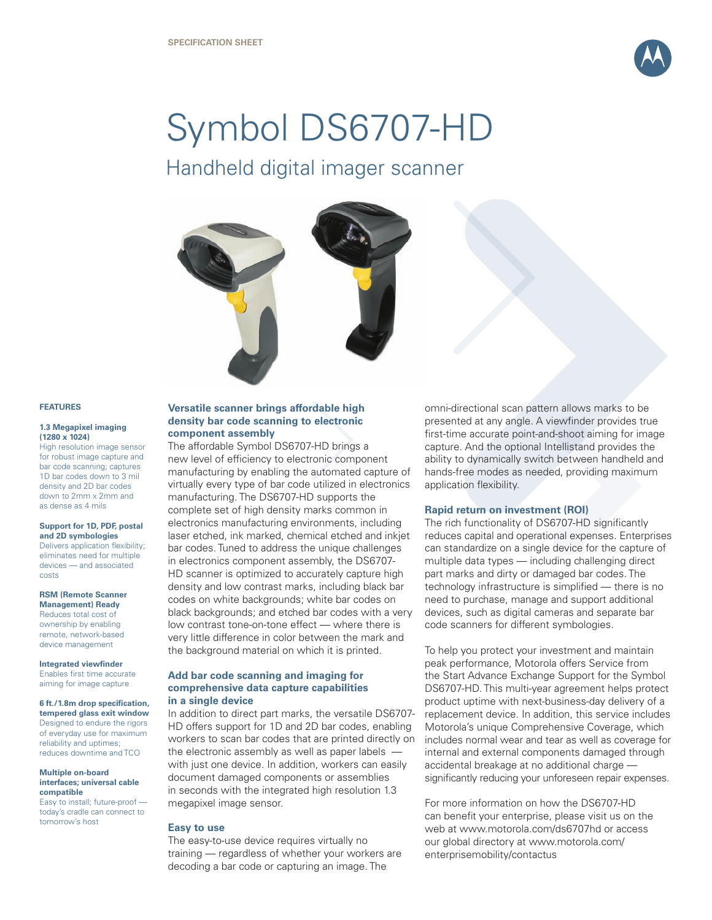SPECIFICATION SHEET

# Symbol DS6707-HD

## Handheld digital imager scanner

### FEATURES

**1.3 Megapixel imaging (1280 x 1024)**
High resolution image sensor for robust image capture and bar code scanning; captures 1D bar codes down to 3 mil density and 2D bar codes down to 2mm x 2mm and as dense as 4 mils

**Support for 1D, PDF, postal and 2D symbologies**
Delivers application flexibility; eliminates need for multiple devices — and associated costs

**RSM (Remote Scanner Management) Ready**
Reduces total cost of ownership by enabling remote, network-based device management

**Integrated viewfinder**
Enables first time accurate aiming for image capture

**6 ft./1.8m drop specification, tempered glass exit window**
Designed to endure the rigors of everyday use for maximum reliability and uptimes; reduces downtime and TCO

**Multiple on-board interfaces; universal cable compatible**
Easy to install; future-proof — today's cradle can connect to tomorrow's host

### Versatile scanner brings affordable high density bar code scanning to electronic component assembly

The affordable Symbol DS6707-HD brings a new level of efficiency to electronic component manufacturing by enabling the automated capture of virtually every type of bar code utilized in electronics manufacturing. The DS6707-HD supports the complete set of high density marks common in electronics manufacturing environments, including laser etched, ink marked, chemical etched and inkjet bar codes. Tuned to address the unique challenges in electronics component assembly, the DS6707-HD scanner is optimized to accurately capture high density and low contrast marks, including black bar codes on white backgrounds; white bar codes on black backgrounds; and etched bar codes with a very low contrast tone-on-tone effect — where there is very little difference in color between the mark and the background material on which it is printed.

### Add bar code scanning and imaging for comprehensive data capture capabilities in a single device

In addition to direct part marks, the versatile DS6707-HD offers support for 1D and 2D bar codes, enabling workers to scan bar codes that are printed directly on the electronic assembly as well as paper labels — with just one device. In addition, workers can easily document damaged components or assemblies in seconds with the integrated high resolution 1.3 megapixel image sensor.

### Easy to use

The easy-to-use device requires virtually no training — regardless of whether your workers are decoding a bar code or capturing an image. The omni-directional scan pattern allows marks to be presented at any angle. A viewfinder provides true first-time accurate point-and-shoot aiming for image capture. And the optional Intellistand provides the ability to dynamically switch between handheld and hands-free modes as needed, providing maximum application flexibility.

### Rapid return on investment (ROI)

The rich functionality of DS6707-HD significantly reduces capital and operational expenses. Enterprises can standardize on a single device for the capture of multiple data types — including challenging direct part marks and dirty or damaged bar codes. The technology infrastructure is simplified — there is no need to purchase, manage and support additional devices, such as digital cameras and separate bar code scanners for different symbologies.

To help you protect your investment and maintain peak performance, Motorola offers Service from the Start Advance Exchange Support for the Symbol DS6707-HD. This multi-year agreement helps protect product uptime with next-business-day delivery of a replacement device. In addition, this service includes Motorola's unique Comprehensive Coverage, which includes normal wear and tear as well as coverage for internal and external components damaged through accidental breakage at no additional charge — significantly reducing your unforeseen repair expenses.

For more information on how the DS6707-HD can benefit your enterprise, please visit us on the web at www.motorola.com/ds6707hd or access our global directory at www.motorola.com/enterprisemobility/contactus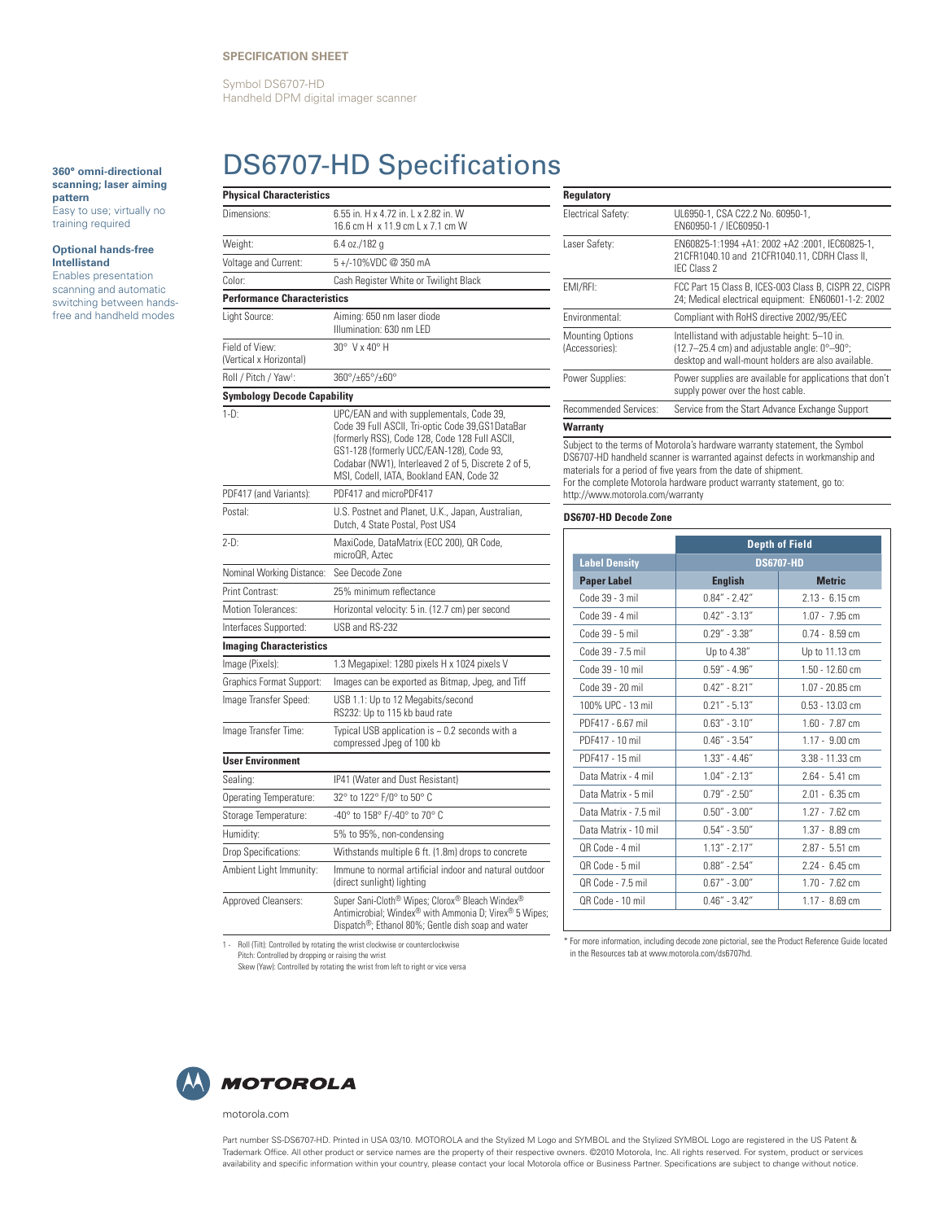**SPECIFICATION SHEET**

Symbol DS6707-HD
Handheld DPM digital imager scanner

**360° omni-directional scanning; laser aiming pattern**
Easy to use; virtually no training required

**Optional hands-free Intellistand**
Enables presentation scanning and automatic switching between hands-free and handheld modes

# DS6707-HD Specifications

| **Physical Characteristics** | |
|---|---|
| Dimensions: | 6.55 in. H x 4.72 in. L x 2.82 in. W<br>16.6 cm H x 11.9 cm L x 7.1 cm W |
| Weight: | 6.4 oz./182 g |
| Voltage and Current: | 5 +/-10%VDC @ 350 mA |
| Color: | Cash Register White or Twilight Black |
| **Performance Characteristics** | |
| Light Source: | Aiming: 650 nm laser diode<br>Illumination: 630 nm LED |
| Field of View: (Vertical x Horizontal) | 30° V x 40° H |
| Roll / Pitch / Yaw[1]: | 360°/±65°/±60° |
| **Symbology Decode Capability** | |
| 1-D: | UPC/EAN and with supplementals, Code 39, Code 39 Full ASCII, Tri-optic Code 39,GS1DataBar (formerly RSS), Code 128, Code 128 Full ASCII, GS1-128 (formerly UCC/EAN-128), Code 93, Codabar (NW1), Interleaved 2 of 5, Discrete 2 of 5, MSI, CodeII, IATA, Bookland EAN, Code 32 |
| PDF417 (and Variants): | PDF417 and microPDF417 |
| Postal: | U.S. Postnet and Planet, U.K., Japan, Australian, Dutch, 4 State Postal, Post US4 |
| 2-D: | MaxiCode, DataMatrix (ECC 200), QR Code, microQR, Aztec |
| Nominal Working Distance: | See Decode Zone |
| Print Contrast: | 25% minimum reflectance |
| Motion Tolerances: | Horizontal velocity: 5 in. (12.7 cm) per second |
| Interfaces Supported: | USB and RS-232 |
| **Imaging Characteristics** | |
| Image (Pixels): | 1.3 Megapixel: 1280 pixels H x 1024 pixels V |
| Graphics Format Support: | Images can be exported as Bitmap, Jpeg, and Tiff |
| Image Transfer Speed: | USB 1.1: Up to 12 Megabits/second<br>RS232: Up to 115 kb baud rate |
| Image Transfer Time: | Typical USB application is ~ 0.2 seconds with a compressed Jpeg of 100 kb |
| **User Environment** | |
| Sealing: | IP41 (Water and Dust Resistant) |
| Operating Temperature: | 32° to 122° F/0° to 50° C |
| Storage Temperature: | -40° to 158° F/-40° to 70° C |
| Humidity: | 5% to 95%, non-condensing |
| Drop Specifications: | Withstands multiple 6 ft. (1.8m) drops to concrete |
| Ambient Light Immunity: | Immune to normal artificial indoor and natural outdoor (direct sunlight) lighting |
| Approved Cleansers: | Super Sani-Cloth® Wipes; Clorox® Bleach Windex® Antimicrobial; Windex® with Ammonia D; Virex® 5 Wipes; Dispatch®; Ethanol 80%; Gentle dish soap and water |

1 - Roll (Tilt): Controlled by rotating the wrist clockwise or counterclockwise
Pitch: Controlled by dropping or raising the wrist
Skew (Yaw): Controlled by rotating the wrist from left to right or vice versa

| **Regulatory** | |
|---|---|
| Electrical Safety: | UL6950-1, CSA C22.2 No. 60950-1, EN60950-1 / IEC60950-1 |
| Laser Safety: | EN60825-1:1994 +A1: 2002 +A2 :2001, IEC60825-1, 21CFR1040.10 and 21CFR1040.11, CDRH Class II, IEC Class 2 |
| EMI/RFI: | FCC Part 15 Class B, ICES-003 Class B, CISPR 22, CISPR 24; Medical electrical equipment: EN60601-1-2: 2002 |
| Environmental: | Compliant with RoHS directive 2002/95/EEC |
| Mounting Options (Accessories): | Intellistand with adjustable height: 5–10 in. (12.7–25.4 cm) and adjustable angle: 0°–90°; desktop and wall-mount holders are also available. |
| Power Supplies: | Power supplies are available for applications that don't supply power over the host cable. |
| Recommended Services: | Service from the Start Advance Exchange Support |

**Warranty**

Subject to the terms of Motorola's hardware warranty statement, the Symbol DS6707-HD handheld scanner is warranted against defects in workmanship and materials for a period of five years from the date of shipment.
For the complete Motorola hardware product warranty statement, go to: http://www.motorola.com/warranty

**DS6707-HD Decode Zone**

| | Depth of Field | |
|---|---|---|
| **Label Density** | **DS6707-HD** | |
| **Paper Label** | **English** | **Metric** |
| Code 39 - 3 mil | 0.84" - 2.42" | 2.13 - 6.15 cm |
| Code 39 - 4 mil | 0.42" - 3.13" | 1.07 - 7.95 cm |
| Code 39 - 5 mil | 0.29" - 3.38" | 0.74 - 8.59 cm |
| Code 39 - 7.5 mil | Up to 4.38" | Up to 11.13 cm |
| Code 39 - 10 mil | 0.59" - 4.96" | 1.50 - 12.60 cm |
| Code 39 - 20 mil | 0.42" - 8.21" | 1.07 - 20.85 cm |
| 100% UPC - 13 mil | 0.21" - 5.13" | 0.53 - 13.03 cm |
| PDF417 - 6.67 mil | 0.63" - 3.10" | 1.60 - 7.87 cm |
| PDF417 - 10 mil | 0.46" - 3.54" | 1.17 - 9.00 cm |
| PDF417 - 15 mil | 1.33" - 4.46" | 3.38 - 11.33 cm |
| Data Matrix - 4 mil | 1.04" - 2.13" | 2.64 - 5.41 cm |
| Data Matrix - 5 mil | 0.79" - 2.50" | 2.01 - 6.35 cm |
| Data Matrix - 7.5 mil | 0.50" - 3.00" | 1.27 - 7.62 cm |
| Data Matrix - 10 mil | 0.54" - 3.50" | 1.37 - 8.89 cm |
| QR Code - 4 mil | 1.13" - 2.17" | 2.87 - 5.51 cm |
| QR Code - 5 mil | 0.88" - 2.54" | 2.24 - 6.45 cm |
| QR Code - 7.5 mil | 0.67" - 3.00" | 1.70 - 7.62 cm |
| QR Code - 10 mil | 0.46" - 3.42" | 1.17 - 8.69 cm |

\* For more information, including decode zone pictorial, see the Product Reference Guide located in the Resources tab at www.motorola.com/ds6707hd.

MOTOROLA

motorola.com

Part number SS-DS6707-HD. Printed in USA 03/10. MOTOROLA and the Stylized M Logo and SYMBOL and the Stylized SYMBOL Logo are registered in the US Patent & Trademark Office. All other product or service names are the property of their respective owners. ©2010 Motorola, Inc. All rights reserved. For system, product or services availability and specific information within your country, please contact your local Motorola office or Business Partner. Specifications are subject to change without notice.